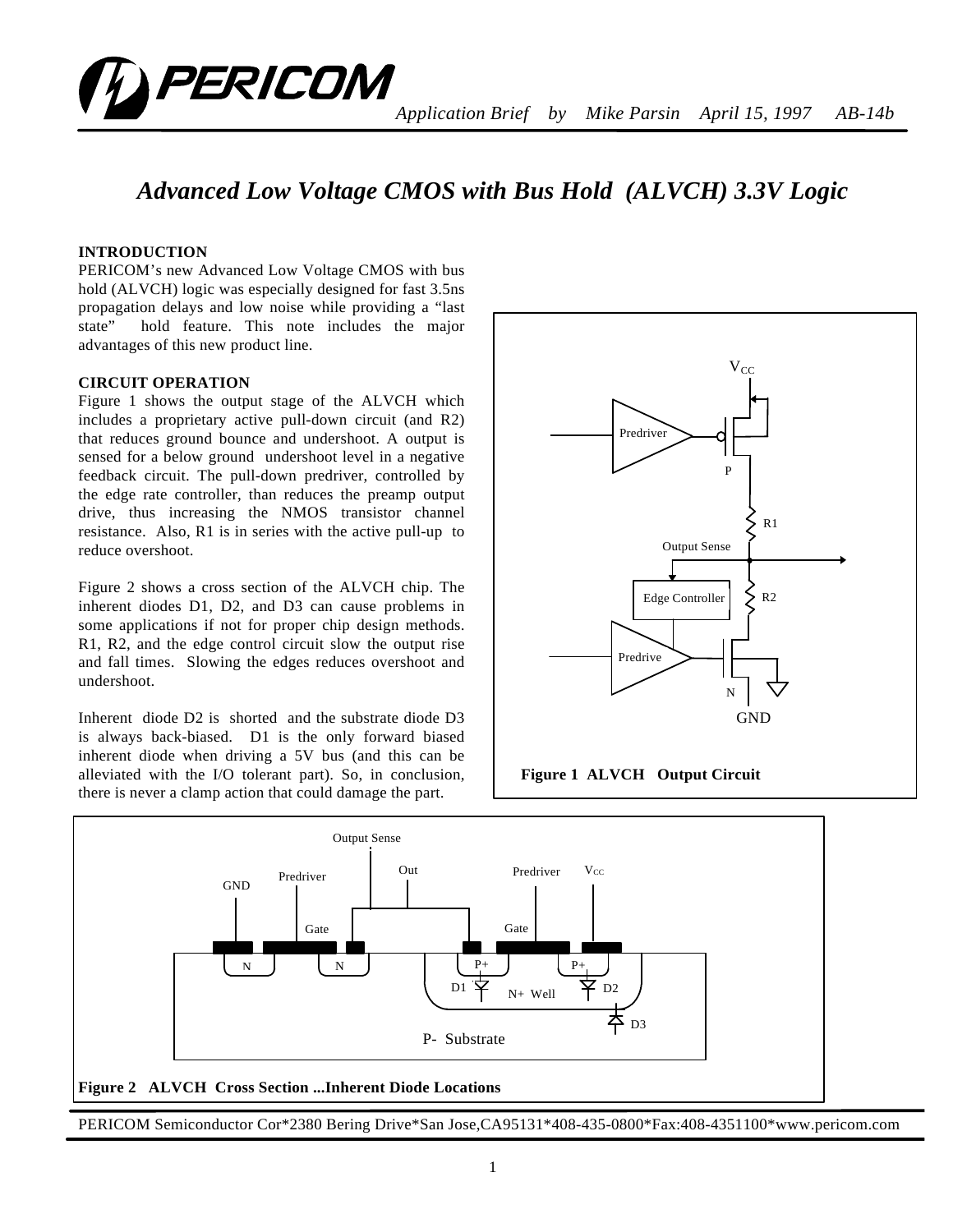*Application Brief by Mike Parsin April 15, 1997 AB-14b*

# Advanced Low Voltage CMOS with Bus Hold (ALVCH) 3.3V Logic

**INTRODUCTION**

PERICOM's new Advanced Low Voltage CMOS with bus hold (ALVCH) logic was especially designed for fast 3.5ns propagation delays and low noise while providing a "last state" hold feature. This note includes the major advantages of this new product line.

**CIRCUIT OPERATION**

Figure 1 shows the output stage of the ALVCH which includes a proprietary active pull-down circuit (and R2) that reduces ground bounce and undershoot. A output is sensed for a below ground undershoot level in a negative feedback circuit. The pull-down predriver, controlled by the edge rate controller, than reduces the preamp output drive, thus increasing the NMOS transistor channel resistance. Also, R1 is in series with the active pull-up to reduce overshoot.

Figure 2 shows a cross section of the ALVCH chip. The inherent diodes D1, D2, and D3 can cause problems in some applications if not for proper chip design methods. R1, R2, and the edge control circuit slow the output rise and fall times. Slowing the edges reduces overshoot and undershoot.

Inherent diode D2 is shorted and the substrate diode D3 is always back-biased. D1 is the only forward biased inherent diode when driving a 5V bus (and this can be alleviated with the I/O tolerant part). So, in conclusion, there is never a clamp action that could damage the part.

**Figure 1 ALVCH Output Circuit**

**Figure 2 ALVCH Cross Section ...Inherent Diode Locations**

PERICOM Semiconductor Cor*2380 Bering Drive*San Jose,CA95131*408-435-0800*Fax:408-4351100*www.pericom.com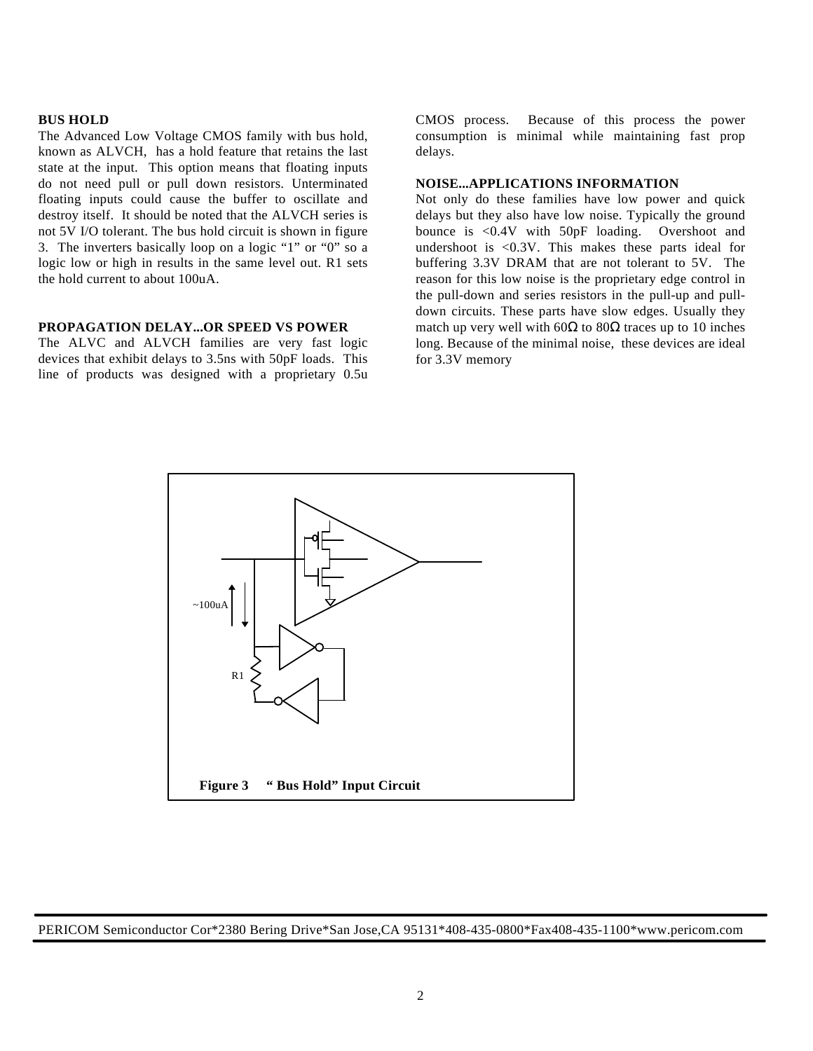**BUS HOLD**

The Advanced Low Voltage CMOS family with bus hold, known as ALVCH, has a hold feature that retains the last state at the input. This option means that floating inputs do not need pull or pull down resistors. Unterminated floating inputs could cause the buffer to oscillate and destroy itself. It should be noted that the ALVCH series is not 5V I/O tolerant. The bus hold circuit is shown in figure 3. The inverters basically loop on a logic "1" or "0" so a logic low or high in results in the same level out. R1 sets the hold current to about 100uA.

**PROPAGATION DELAY...OR SPEED VS POWER**

The ALVC and ALVCH families are very fast logic devices that exhibit delays to 3.5ns with 50pF loads. This line of products was designed with a proprietary 0.5u CMOS process. Because of this process the power consumption is minimal while maintaining fast prop delays.

**NOISE...APPLICATIONS INFORMATION**

Not only do these families have low power and quick delays but they also have low noise. Typically the ground bounce is <0.4V with 50pF loading. Overshoot and undershoot is <0.3V. This makes these parts ideal for buffering 3.3V DRAM that are not tolerant to 5V. The reason for this low noise is the proprietary edge control in the pull-down and series resistors in the pull-up and pull-down circuits. These parts have slow edges. Usually they match up very well with 60Ω to 80Ω traces up to 10 inches long. Because of the minimal noise, these devices are ideal for 3.3V memory

~100uA

R1

**Figure 3 " Bus Hold" Input Circuit**